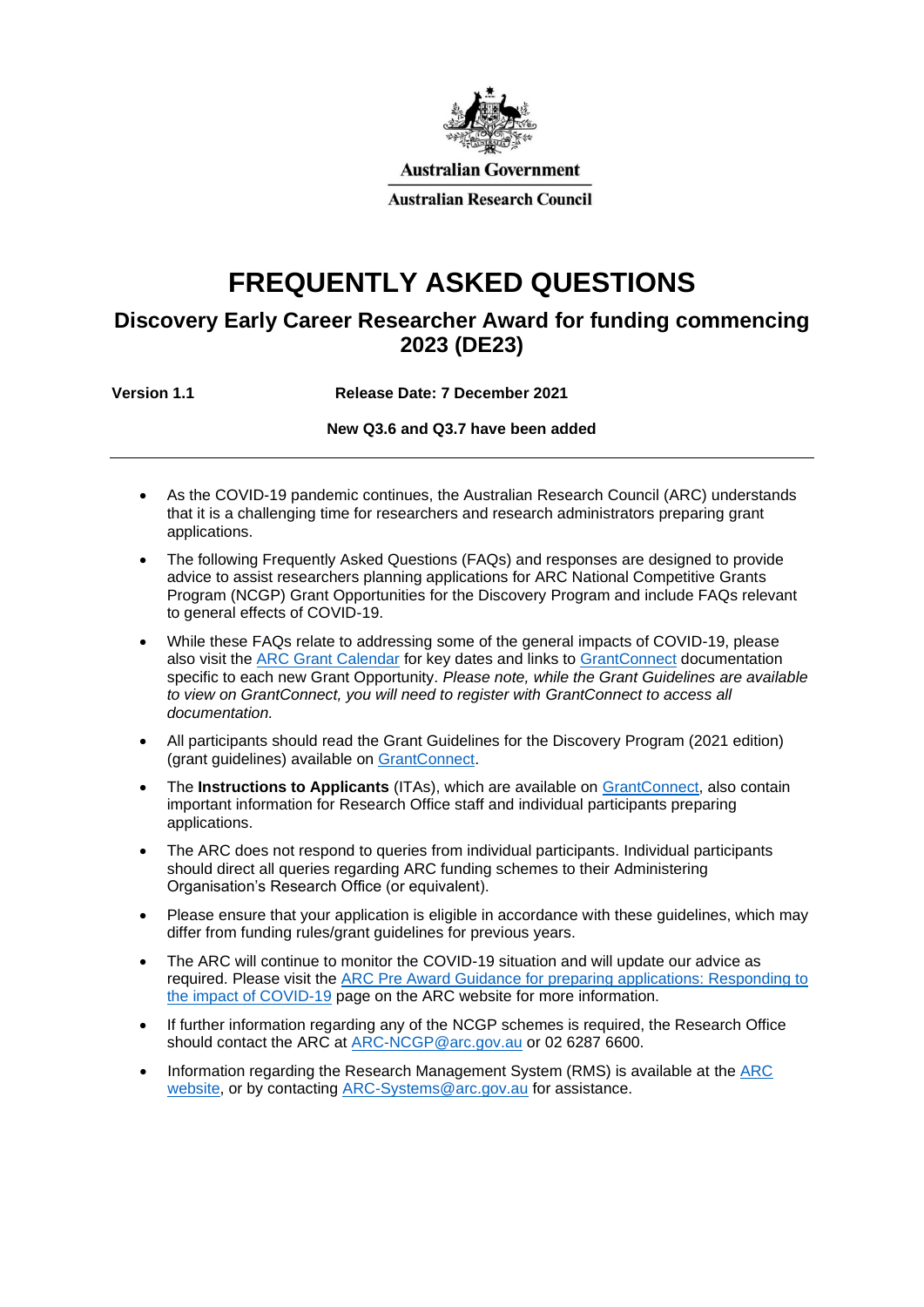Australian Government

Australian Research Council

# FREQUENTLY ASKED QUESTIONS

## Discovery Early Career Researcher Award for funding commencing 2023 (DE23)

**Version 1.1** **Release Date: 7 December 2021**

**New Q3.6 and Q3.7 have been added**

---

- As the COVID-19 pandemic continues, the Australian Research Council (ARC) understands that it is a challenging time for researchers and research administrators preparing grant applications.
- The following Frequently Asked Questions (FAQs) and responses are designed to provide advice to assist researchers planning applications for ARC National Competitive Grants Program (NCGP) Grant Opportunities for the Discovery Program and include FAQs relevant to general effects of COVID-19.
- While these FAQs relate to addressing some of the general impacts of COVID-19, please also visit the [ARC Grant Calendar] for key dates and links to [GrantConnect] documentation specific to each new Grant Opportunity. *Please note, while the Grant Guidelines are available to view on GrantConnect, you will need to register with GrantConnect to access all documentation.*
- All participants should read the Grant Guidelines for the Discovery Program (2021 edition) (grant guidelines) available on [GrantConnect].
- The **Instructions to Applicants** (ITAs), which are available on [GrantConnect], also contain important information for Research Office staff and individual participants preparing applications.
- The ARC does not respond to queries from individual participants. Individual participants should direct all queries regarding ARC funding schemes to their Administering Organisation's Research Office (or equivalent).
- Please ensure that your application is eligible in accordance with these guidelines, which may differ from funding rules/grant guidelines for previous years.
- The ARC will continue to monitor the COVID-19 situation and will update our advice as required. Please visit the [ARC Pre Award Guidance for preparing applications: Responding to the impact of COVID-19] page on the ARC website for more information.
- If further information regarding any of the NCGP schemes is required, the Research Office should contact the ARC at ARC-NCGP@arc.gov.au or 02 6287 6600.
- Information regarding the Research Management System (RMS) is available at the [ARC website], or by contacting ARC-Systems@arc.gov.au for assistance.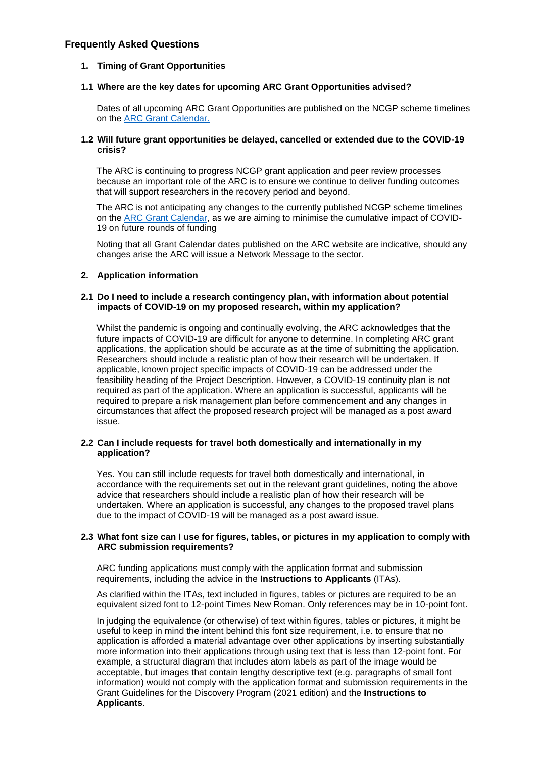## Frequently Asked Questions

### 1. Timing of Grant Opportunities

#### 1.1 Where are the key dates for upcoming ARC Grant Opportunities advised?

Dates of all upcoming ARC Grant Opportunities are published on the NCGP scheme timelines on the [ARC Grant Calendar.](ARC Grant Calendar)

#### 1.2 Will future grant opportunities be delayed, cancelled or extended due to the COVID-19 crisis?

The ARC is continuing to progress NCGP grant application and peer review processes because an important role of the ARC is to ensure we continue to deliver funding outcomes that will support researchers in the recovery period and beyond.

The ARC is not anticipating any changes to the currently published NCGP scheme timelines on the [ARC Grant Calendar](ARC Grant Calendar), as we are aiming to minimise the cumulative impact of COVID-19 on future rounds of funding

Noting that all Grant Calendar dates published on the ARC website are indicative, should any changes arise the ARC will issue a Network Message to the sector.

### 2. Application information

#### 2.1 Do I need to include a research contingency plan, with information about potential impacts of COVID-19 on my proposed research, within my application?

Whilst the pandemic is ongoing and continually evolving, the ARC acknowledges that the future impacts of COVID-19 are difficult for anyone to determine. In completing ARC grant applications, the application should be accurate as at the time of submitting the application. Researchers should include a realistic plan of how their research will be undertaken. If applicable, known project specific impacts of COVID-19 can be addressed under the feasibility heading of the Project Description. However, a COVID-19 continuity plan is not required as part of the application. Where an application is successful, applicants will be required to prepare a risk management plan before commencement and any changes in circumstances that affect the proposed research project will be managed as a post award issue.

#### 2.2 Can I include requests for travel both domestically and internationally in my application?

Yes. You can still include requests for travel both domestically and international, in accordance with the requirements set out in the relevant grant guidelines, noting the above advice that researchers should include a realistic plan of how their research will be undertaken. Where an application is successful, any changes to the proposed travel plans due to the impact of COVID-19 will be managed as a post award issue.

#### 2.3 What font size can I use for figures, tables, or pictures in my application to comply with ARC submission requirements?

ARC funding applications must comply with the application format and submission requirements, including the advice in the **Instructions to Applicants** (ITAs).

As clarified within the ITAs, text included in figures, tables or pictures are required to be an equivalent sized font to 12-point Times New Roman. Only references may be in 10-point font.

In judging the equivalence (or otherwise) of text within figures, tables or pictures, it might be useful to keep in mind the intent behind this font size requirement, i.e. to ensure that no application is afforded a material advantage over other applications by inserting substantially more information into their applications through using text that is less than 12-point font. For example, a structural diagram that includes atom labels as part of the image would be acceptable, but images that contain lengthy descriptive text (e.g. paragraphs of small font information) would not comply with the application format and submission requirements in the Grant Guidelines for the Discovery Program (2021 edition) and the **Instructions to Applicants**.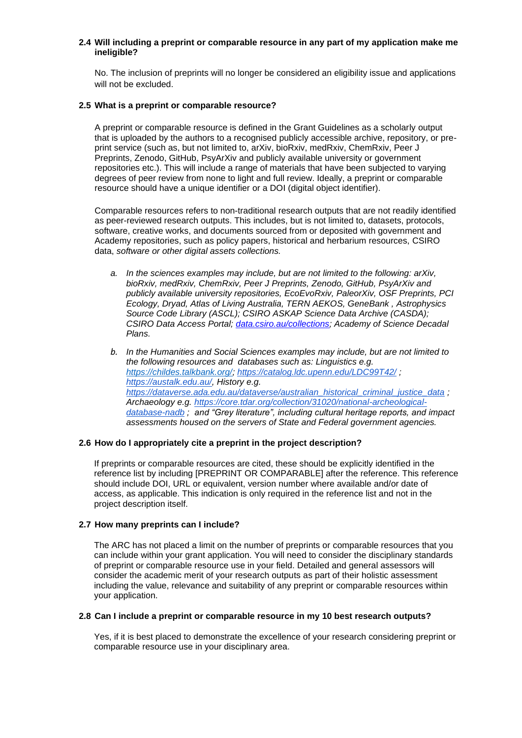### 2.4 Will including a preprint or comparable resource in any part of my application make me ineligible?

No. The inclusion of preprints will no longer be considered an eligibility issue and applications will not be excluded.

### 2.5 What is a preprint or comparable resource?

A preprint or comparable resource is defined in the Grant Guidelines as a scholarly output that is uploaded by the authors to a recognised publicly accessible archive, repository, or pre-print service (such as, but not limited to, arXiv, bioRxiv, medRxiv, ChemRxiv, Peer J Preprints, Zenodo, GitHub, PsyArXiv and publicly available university or government repositories etc.). This will include a range of materials that have been subjected to varying degrees of peer review from none to light and full review. Ideally, a preprint or comparable resource should have a unique identifier or a DOI (digital object identifier).

Comparable resources refers to non-traditional research outputs that are not readily identified as peer-reviewed research outputs. This includes, but is not limited to, datasets, protocols, software, creative works, and documents sourced from or deposited with government and Academy repositories, such as policy papers, historical and herbarium resources, CSIRO data, *software or other digital assets collections.*

a. *In the sciences examples may include, but are not limited to the following: arXiv, bioRxiv, medRxiv, ChemRxiv, Peer J Preprints, Zenodo, GitHub, PsyArXiv and publicly available university repositories, EcoEvoRxiv, PaleorXiv, OSF Preprints, PCI Ecology, Dryad, Atlas of Living Australia, TERN AEKOS, GeneBank , Astrophysics Source Code Library (ASCL); CSIRO ASKAP Science Data Archive (CASDA); CSIRO Data Access Portal; [data.csiro.au/collections](data.csiro.au/collections); Academy of Science Decadal Plans.*

b. *In the Humanities and Social Sciences examples may include, but are not limited to the following resources and databases such as: Linguistics e.g. [https://childes.talkbank.org/](https://childes.talkbank.org/); [https://catalog.ldc.upenn.edu/LDC99T42/](https://catalog.ldc.upenn.edu/LDC99T42/) ; [https://austalk.edu.au/](https://austalk.edu.au/), History e.g. [https://dataverse.ada.edu.au/dataverse/australian_historical_criminal_justice_data](https://dataverse.ada.edu.au/dataverse/australian_historical_criminal_justice_data) ; Archaeology e.g. [https://core.tdar.org/collection/31020/national-archeological-database-nadb](https://core.tdar.org/collection/31020/national-archeological-database-nadb) ; and "Grey literature", including cultural heritage reports, and impact assessments housed on the servers of State and Federal government agencies.*

### 2.6 How do I appropriately cite a preprint in the project description?

If preprints or comparable resources are cited, these should be explicitly identified in the reference list by including [PREPRINT OR COMPARABLE] after the reference. This reference should include DOI, URL or equivalent, version number where available and/or date of access, as applicable. This indication is only required in the reference list and not in the project description itself.

### 2.7 How many preprints can I include?

The ARC has not placed a limit on the number of preprints or comparable resources that you can include within your grant application. You will need to consider the disciplinary standards of preprint or comparable resource use in your field. Detailed and general assessors will consider the academic merit of your research outputs as part of their holistic assessment including the value, relevance and suitability of any preprint or comparable resources within your application.

### 2.8 Can I include a preprint or comparable resource in my 10 best research outputs?

Yes, if it is best placed to demonstrate the excellence of your research considering preprint or comparable resource use in your disciplinary area.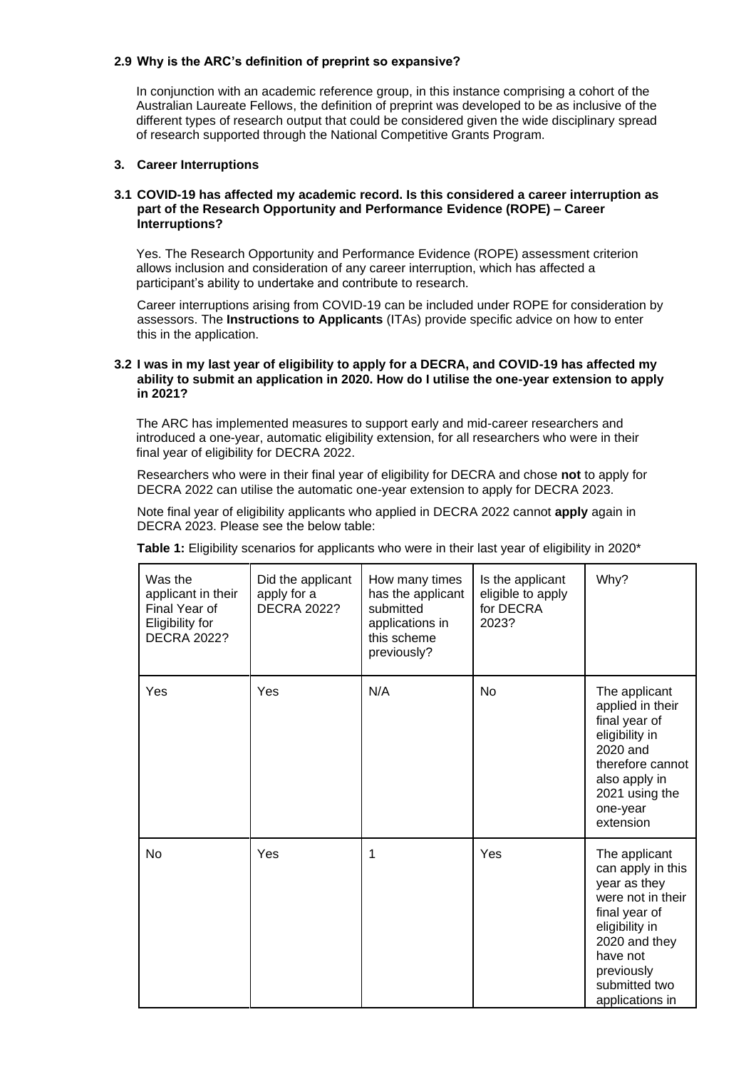### 2.9 Why is the ARC's definition of preprint so expansive?

In conjunction with an academic reference group, in this instance comprising a cohort of the Australian Laureate Fellows, the definition of preprint was developed to be as inclusive of the different types of research output that could be considered given the wide disciplinary spread of research supported through the National Competitive Grants Program.

## 3. Career Interruptions

### 3.1 COVID-19 has affected my academic record. Is this considered a career interruption as part of the Research Opportunity and Performance Evidence (ROPE) – Career Interruptions?

Yes. The Research Opportunity and Performance Evidence (ROPE) assessment criterion allows inclusion and consideration of any career interruption, which has affected a participant's ability to undertake and contribute to research.

Career interruptions arising from COVID-19 can be included under ROPE for consideration by assessors. The **Instructions to Applicants** (ITAs) provide specific advice on how to enter this in the application.

### 3.2 I was in my last year of eligibility to apply for a DECRA, and COVID-19 has affected my ability to submit an application in 2020. How do I utilise the one-year extension to apply in 2021?

The ARC has implemented measures to support early and mid-career researchers and introduced a one-year, automatic eligibility extension, for all researchers who were in their final year of eligibility for DECRA 2022.

Researchers who were in their final year of eligibility for DECRA and chose **not** to apply for DECRA 2022 can utilise the automatic one-year extension to apply for DECRA 2023.

Note final year of eligibility applicants who applied in DECRA 2022 cannot **apply** again in DECRA 2023. Please see the below table:

**Table 1:** Eligibility scenarios for applicants who were in their last year of eligibility in 2020*

| Was the applicant in their Final Year of Eligibility for DECRA 2022? | Did the applicant apply for a DECRA 2022? | How many times has the applicant submitted applications in this scheme previously? | Is the applicant eligible to apply for DECRA 2023? | Why? |
|---|---|---|---|---|
| Yes | Yes | N/A | No | The applicant applied in their final year of eligibility in 2020 and therefore cannot also apply in 2021 using the one-year extension |
| No | Yes | 1 | Yes | The applicant can apply in this year as they were not in their final year of eligibility in 2020 and they have not previously submitted two applications in |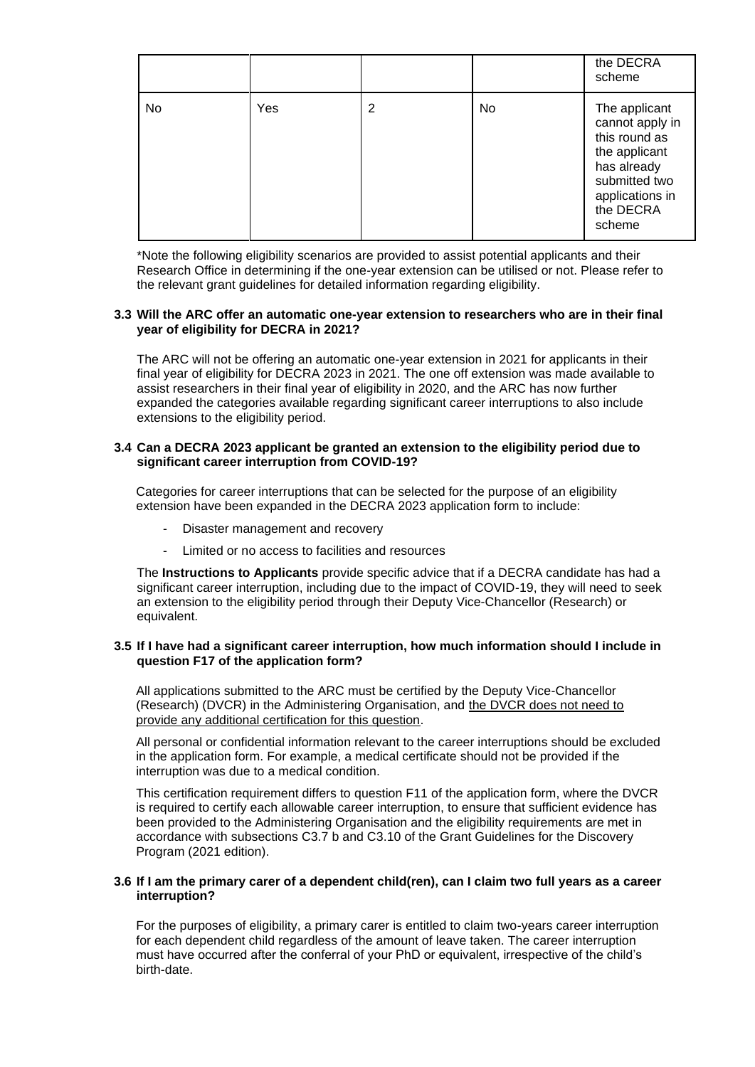| | | | | the DECRA scheme |
|---|---|---|---|---|
| No | Yes | 2 | No | The applicant cannot apply in this round as the applicant has already submitted two applications in the DECRA scheme |

*Note the following eligibility scenarios are provided to assist potential applicants and their Research Office in determining if the one-year extension can be utilised or not. Please refer to the relevant grant guidelines for detailed information regarding eligibility.

**3.3 Will the ARC offer an automatic one-year extension to researchers who are in their final year of eligibility for DECRA in 2021?**

The ARC will not be offering an automatic one-year extension in 2021 for applicants in their final year of eligibility for DECRA 2023 in 2021. The one off extension was made available to assist researchers in their final year of eligibility in 2020, and the ARC has now further expanded the categories available regarding significant career interruptions to also include extensions to the eligibility period.

**3.4 Can a DECRA 2023 applicant be granted an extension to the eligibility period due to significant career interruption from COVID-19?**

Categories for career interruptions that can be selected for the purpose of an eligibility extension have been expanded in the DECRA 2023 application form to include:

- Disaster management and recovery
- Limited or no access to facilities and resources

The **Instructions to Applicants** provide specific advice that if a DECRA candidate has had a significant career interruption, including due to the impact of COVID-19, they will need to seek an extension to the eligibility period through their Deputy Vice-Chancellor (Research) or equivalent.

**3.5 If I have had a significant career interruption, how much information should I include in question F17 of the application form?**

All applications submitted to the ARC must be certified by the Deputy Vice-Chancellor (Research) (DVCR) in the Administering Organisation, and <u>the DVCR does not need to provide any additional certification for this question</u>.

All personal or confidential information relevant to the career interruptions should be excluded in the application form. For example, a medical certificate should not be provided if the interruption was due to a medical condition.

This certification requirement differs to question F11 of the application form, where the DVCR is required to certify each allowable career interruption, to ensure that sufficient evidence has been provided to the Administering Organisation and the eligibility requirements are met in accordance with subsections C3.7 b and C3.10 of the Grant Guidelines for the Discovery Program (2021 edition).

**3.6 If I am the primary carer of a dependent child(ren), can I claim two full years as a career interruption?**

For the purposes of eligibility, a primary carer is entitled to claim two-years career interruption for each dependent child regardless of the amount of leave taken. The career interruption must have occurred after the conferral of your PhD or equivalent, irrespective of the child's birth-date.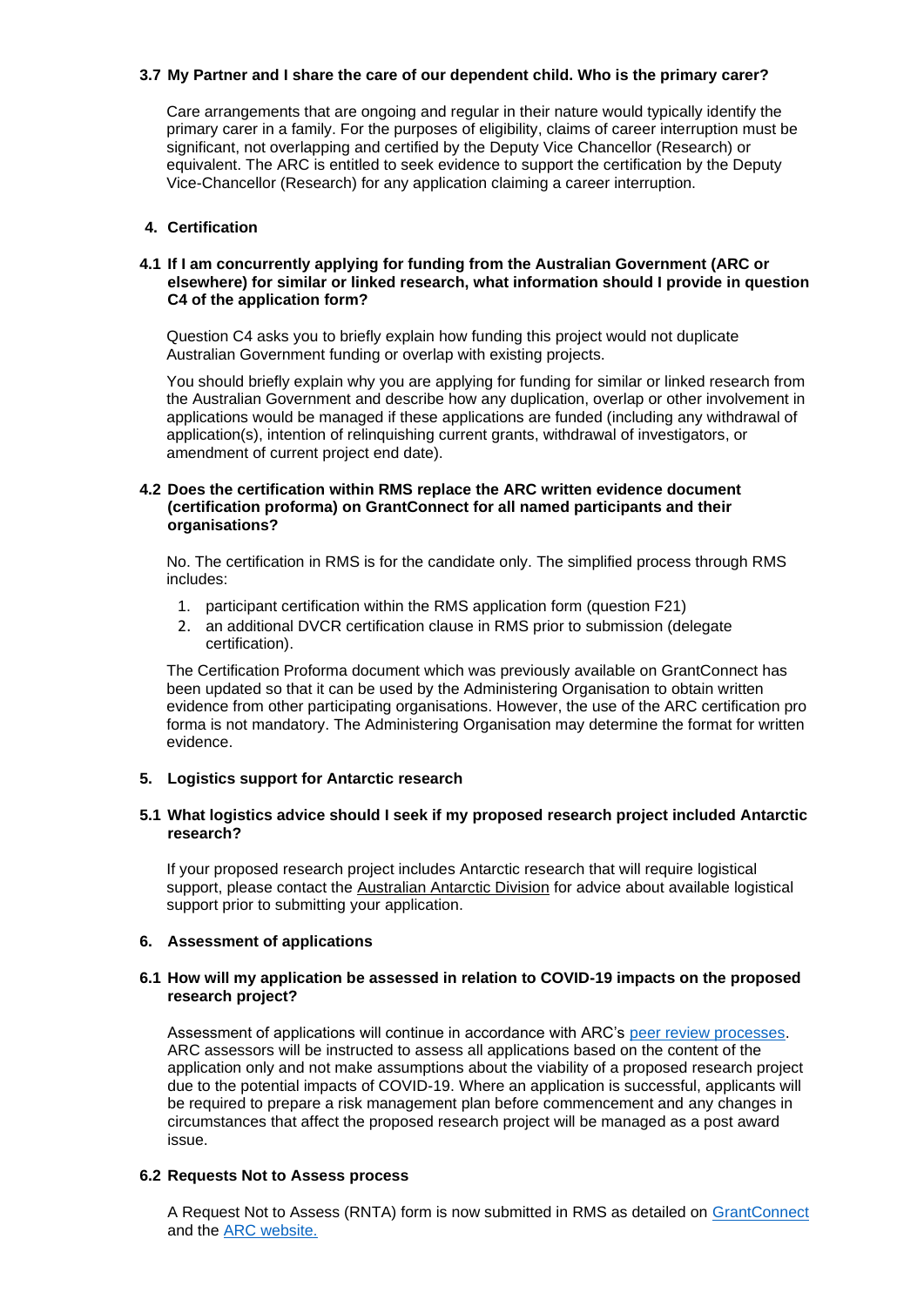### 3.7 My Partner and I share the care of our dependent child. Who is the primary carer?

Care arrangements that are ongoing and regular in their nature would typically identify the primary carer in a family. For the purposes of eligibility, claims of career interruption must be significant, not overlapping and certified by the Deputy Vice Chancellor (Research) or equivalent. The ARC is entitled to seek evidence to support the certification by the Deputy Vice-Chancellor (Research) for any application claiming a career interruption.

## 4. Certification

### 4.1 If I am concurrently applying for funding from the Australian Government (ARC or elsewhere) for similar or linked research, what information should I provide in question C4 of the application form?

Question C4 asks you to briefly explain how funding this project would not duplicate Australian Government funding or overlap with existing projects.

You should briefly explain why you are applying for funding for similar or linked research from the Australian Government and describe how any duplication, overlap or other involvement in applications would be managed if these applications are funded (including any withdrawal of application(s), intention of relinquishing current grants, withdrawal of investigators, or amendment of current project end date).

### 4.2 Does the certification within RMS replace the ARC written evidence document (certification proforma) on GrantConnect for all named participants and their organisations?

No. The certification in RMS is for the candidate only. The simplified process through RMS includes:

1. participant certification within the RMS application form (question F21)
2. an additional DVCR certification clause in RMS prior to submission (delegate certification).

The Certification Proforma document which was previously available on GrantConnect has been updated so that it can be used by the Administering Organisation to obtain written evidence from other participating organisations. However, the use of the ARC certification pro forma is not mandatory. The Administering Organisation may determine the format for written evidence.

## 5. Logistics support for Antarctic research

### 5.1 What logistics advice should I seek if my proposed research project included Antarctic research?

If your proposed research project includes Antarctic research that will require logistical support, please contact the Australian Antarctic Division for advice about available logistical support prior to submitting your application.

## 6. Assessment of applications

### 6.1 How will my application be assessed in relation to COVID-19 impacts on the proposed research project?

Assessment of applications will continue in accordance with ARC's peer review processes. ARC assessors will be instructed to assess all applications based on the content of the application only and not make assumptions about the viability of a proposed research project due to the potential impacts of COVID-19. Where an application is successful, applicants will be required to prepare a risk management plan before commencement and any changes in circumstances that affect the proposed research project will be managed as a post award issue.

### 6.2 Requests Not to Assess process

A Request Not to Assess (RNTA) form is now submitted in RMS as detailed on GrantConnect and the ARC website.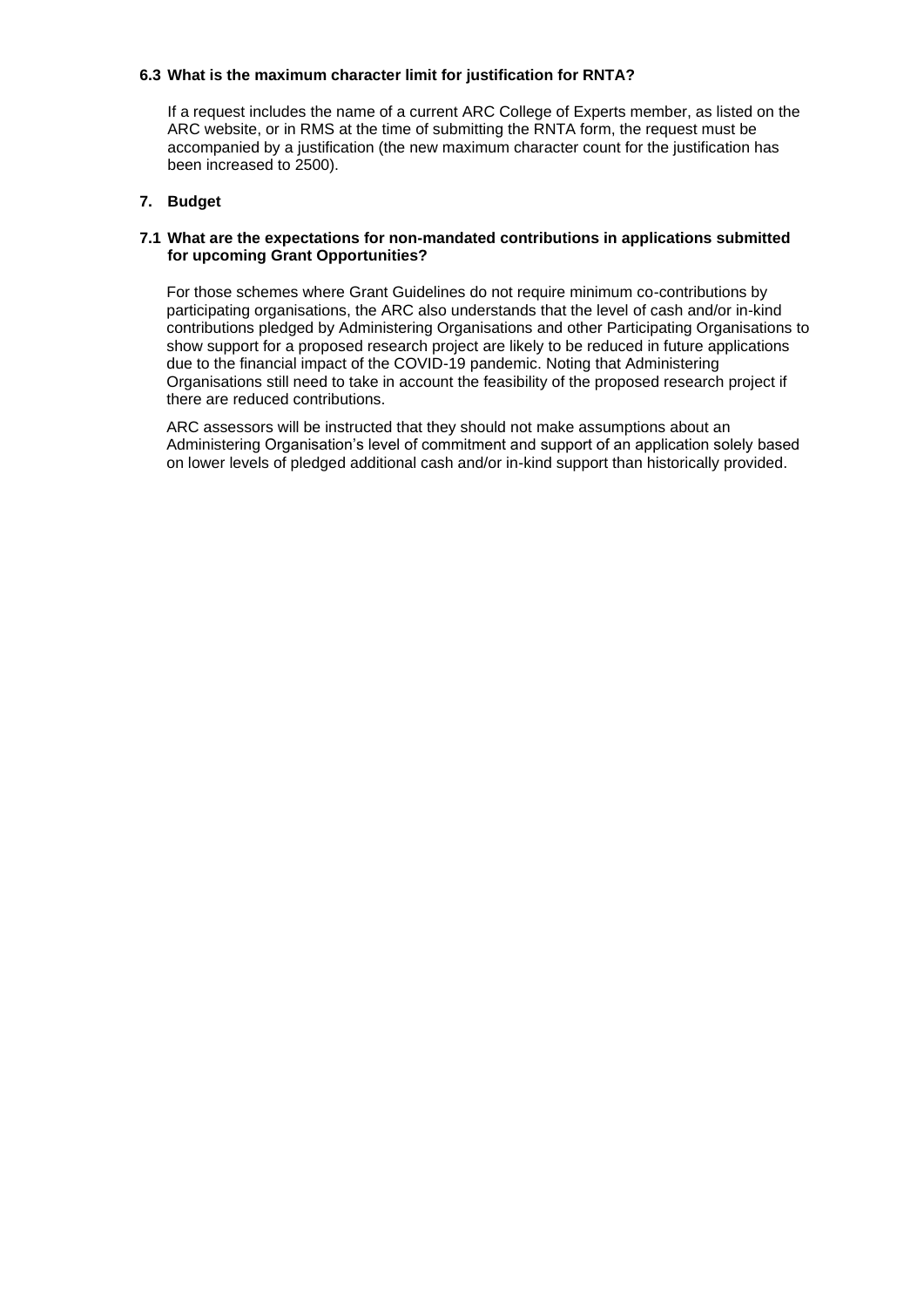### 6.3 What is the maximum character limit for justification for RNTA?

If a request includes the name of a current ARC College of Experts member, as listed on the ARC website, or in RMS at the time of submitting the RNTA form, the request must be accompanied by a justification (the new maximum character count for the justification has been increased to 2500).

## 7. Budget

### 7.1 What are the expectations for non-mandated contributions in applications submitted for upcoming Grant Opportunities?

For those schemes where Grant Guidelines do not require minimum co-contributions by participating organisations, the ARC also understands that the level of cash and/or in-kind contributions pledged by Administering Organisations and other Participating Organisations to show support for a proposed research project are likely to be reduced in future applications due to the financial impact of the COVID-19 pandemic. Noting that Administering Organisations still need to take in account the feasibility of the proposed research project if there are reduced contributions.

ARC assessors will be instructed that they should not make assumptions about an Administering Organisation's level of commitment and support of an application solely based on lower levels of pledged additional cash and/or in-kind support than historically provided.